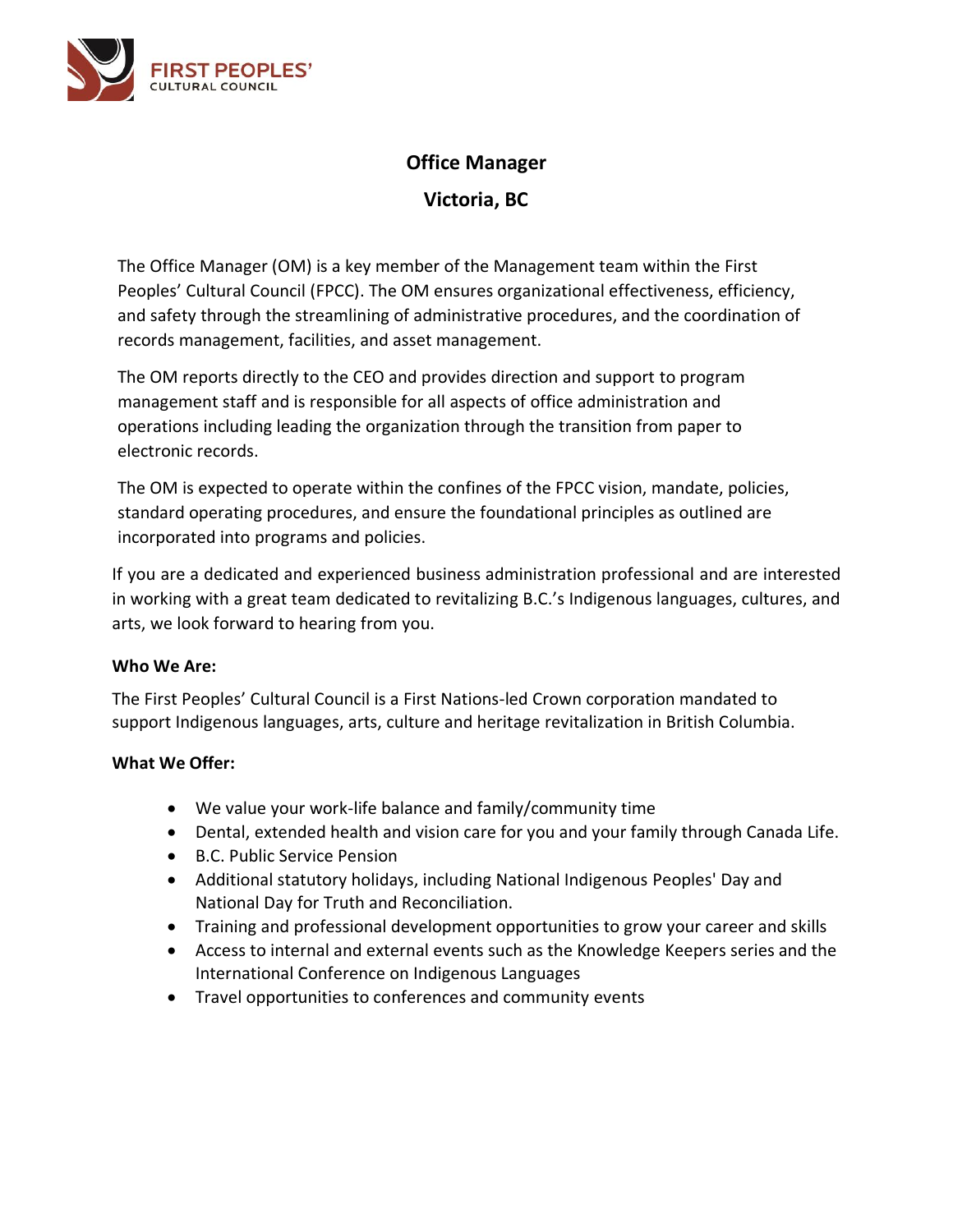# Office Manager

## Victoria, BC

The Office Manager (OM) is a key member of the Management team within the First Peoples' Cultural Council (FPCC). The OM ensures organizational effectiveness, efficiency, and safety through the streamlining of administrative procedures, and the coordination of records management, facilities, and asset management.

The OM reports directly to the CEO and provides direction and support to program management staff and is responsible for all aspects of office administration and operations including leading the organization through the transition from paper to electronic records.

The OM is expected to operate within the confines of the FPCC vision, mandate, policies, standard operating procedures, and ensure the foundational principles as outlined are incorporated into programs and policies.

If you are a dedicated and experienced business administration professional and are interested in working with a great team dedicated to revitalizing B.C.'s Indigenous languages, cultures, and arts, we look forward to hearing from you.

**Who We Are:**

The First Peoples' Cultural Council is a First Nations-led Crown corporation mandated to support Indigenous languages, arts, culture and heritage revitalization in British Columbia.

**What We Offer:**

- We value your work-life balance and family/community time
- Dental, extended health and vision care for you and your family through Canada Life.
- B.C. Public Service Pension
- Additional statutory holidays, including National Indigenous Peoples' Day and National Day for Truth and Reconciliation.
- Training and professional development opportunities to grow your career and skills
- Access to internal and external events such as the Knowledge Keepers series and the International Conference on Indigenous Languages
- Travel opportunities to conferences and community events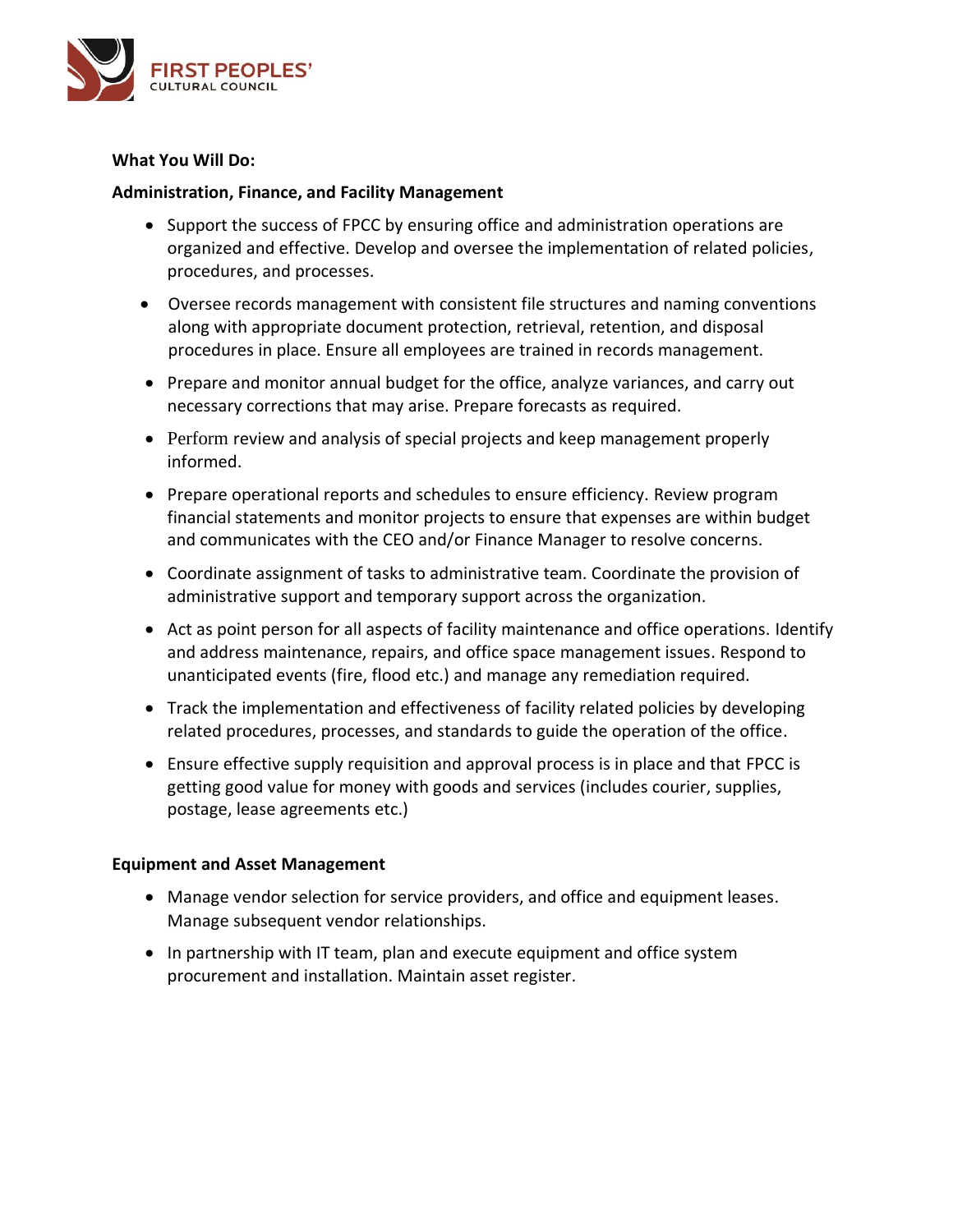**What You Will Do:**

**Administration, Finance, and Facility Management**

- Support the success of FPCC by ensuring office and administration operations are organized and effective. Develop and oversee the implementation of related policies, procedures, and processes.
- Oversee records management with consistent file structures and naming conventions along with appropriate document protection, retrieval, retention, and disposal procedures in place. Ensure all employees are trained in records management.
- Prepare and monitor annual budget for the office, analyze variances, and carry out necessary corrections that may arise. Prepare forecasts as required.
- Perform review and analysis of special projects and keep management properly informed.
- Prepare operational reports and schedules to ensure efficiency. Review program financial statements and monitor projects to ensure that expenses are within budget and communicates with the CEO and/or Finance Manager to resolve concerns.
- Coordinate assignment of tasks to administrative team. Coordinate the provision of administrative support and temporary support across the organization.
- Act as point person for all aspects of facility maintenance and office operations. Identify and address maintenance, repairs, and office space management issues. Respond to unanticipated events (fire, flood etc.) and manage any remediation required.
- Track the implementation and effectiveness of facility related policies by developing related procedures, processes, and standards to guide the operation of the office.
- Ensure effective supply requisition and approval process is in place and that FPCC is getting good value for money with goods and services (includes courier, supplies, postage, lease agreements etc.)

**Equipment and Asset Management**

- Manage vendor selection for service providers, and office and equipment leases. Manage subsequent vendor relationships.
- In partnership with IT team, plan and execute equipment and office system procurement and installation. Maintain asset register.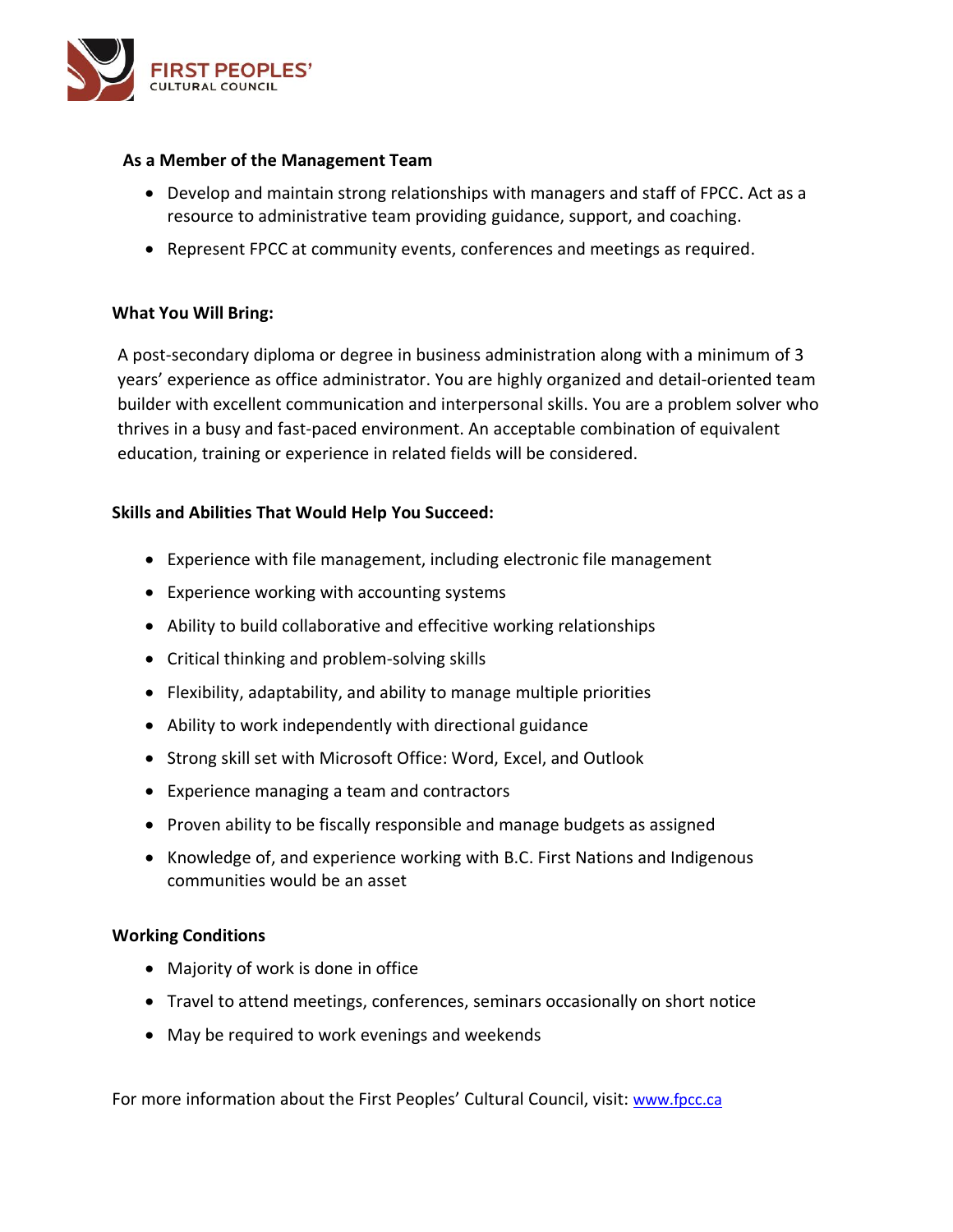### As a Member of the Management Team

- Develop and maintain strong relationships with managers and staff of FPCC. Act as a resource to administrative team providing guidance, support, and coaching.
- Represent FPCC at community events, conferences and meetings as required.

### What You Will Bring:

A post-secondary diploma or degree in business administration along with a minimum of 3 years' experience as office administrator. You are highly organized and detail-oriented team builder with excellent communication and interpersonal skills. You are a problem solver who thrives in a busy and fast-paced environment. An acceptable combination of equivalent education, training or experience in related fields will be considered.

### Skills and Abilities That Would Help You Succeed:

- Experience with file management, including electronic file management
- Experience working with accounting systems
- Ability to build collaborative and effecitive working relationships
- Critical thinking and problem-solving skills
- Flexibility, adaptability, and ability to manage multiple priorities
- Ability to work independently with directional guidance
- Strong skill set with Microsoft Office: Word, Excel, and Outlook
- Experience managing a team and contractors
- Proven ability to be fiscally responsible and manage budgets as assigned
- Knowledge of, and experience working with B.C. First Nations and Indigenous communities would be an asset

### Working Conditions

- Majority of work is done in office
- Travel to attend meetings, conferences, seminars occasionally on short notice
- May be required to work evenings and weekends

For more information about the First Peoples' Cultural Council, visit: [www.fpcc.ca](http://www.fpcc.ca)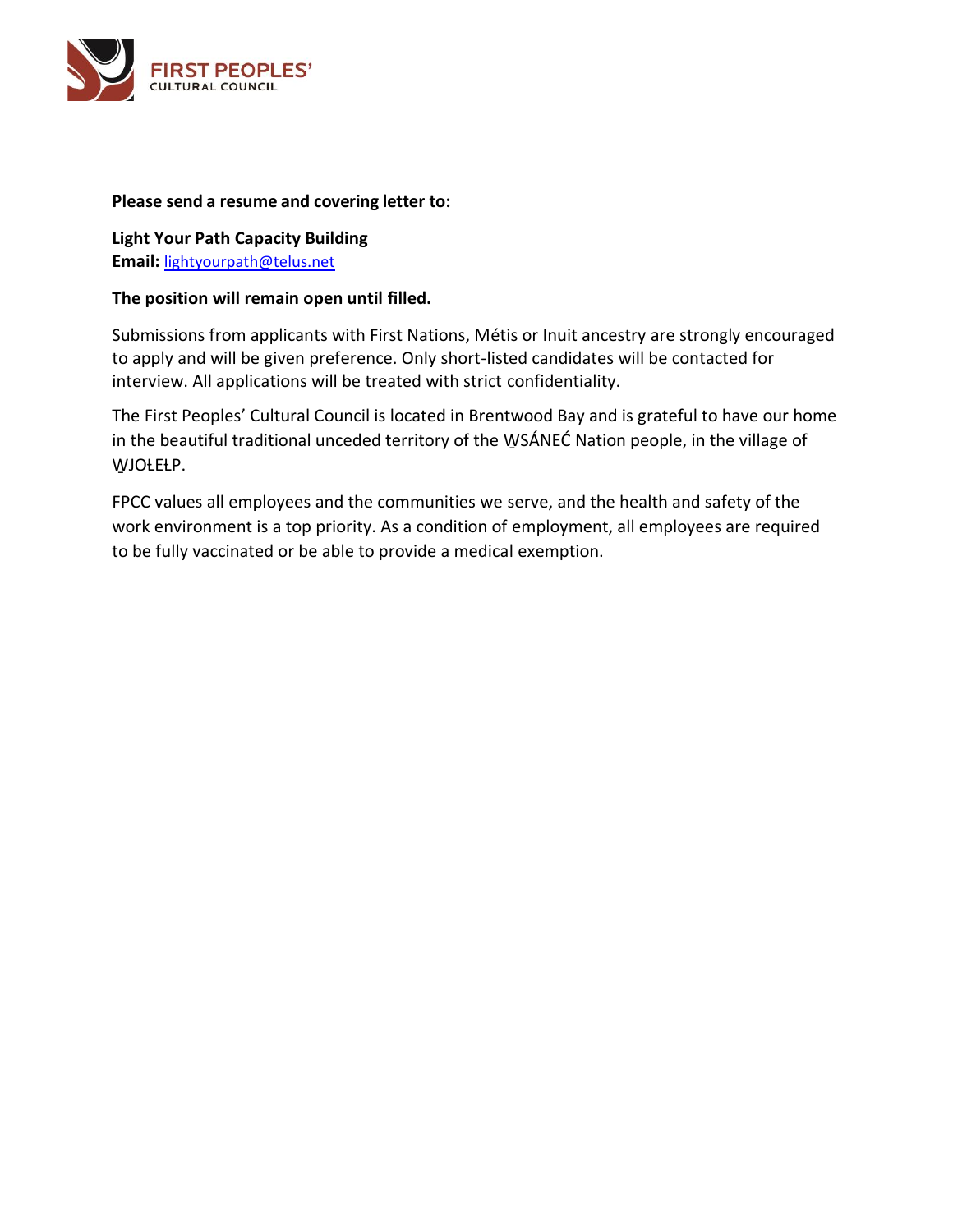**Please send a resume and covering letter to:**

**Light Your Path Capacity Building**
**Email:** lightyourpath@telus.net

**The position will remain open until filled.**

Submissions from applicants with First Nations, Métis or Inuit ancestry are strongly encouraged to apply and will be given preference. Only short-listed candidates will be contacted for interview. All applications will be treated with strict confidentiality.

The First Peoples' Cultural Council is located in Brentwood Bay and is grateful to have our home in the beautiful traditional unceded territory of the W̱SÁNEĆ Nation people, in the village of W̱JOȽEȽP.

FPCC values all employees and the communities we serve, and the health and safety of the work environment is a top priority. As a condition of employment, all employees are required to be fully vaccinated or be able to provide a medical exemption.